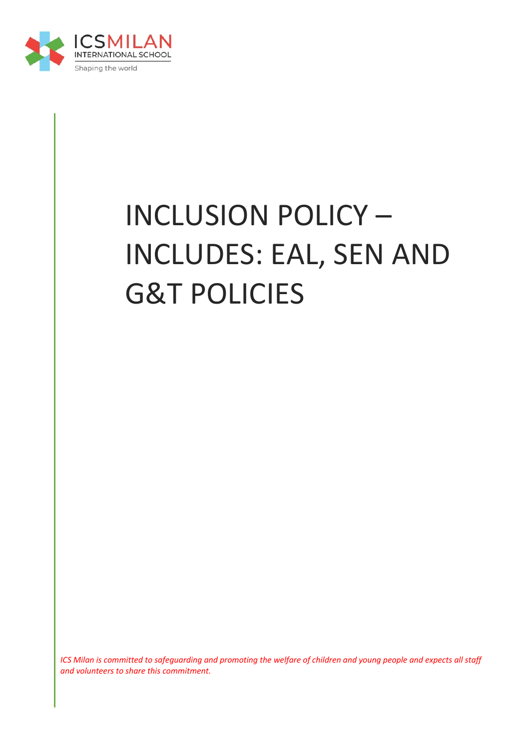ICSMILAN
INTERNATIONAL SCHOOL
Shaping the world

# INCLUSION POLICY – INCLUDES: EAL, SEN AND G&T POLICIES

*ICS Milan is committed to safeguarding and promoting the welfare of children and young people and expects all staff and volunteers to share this commitment.*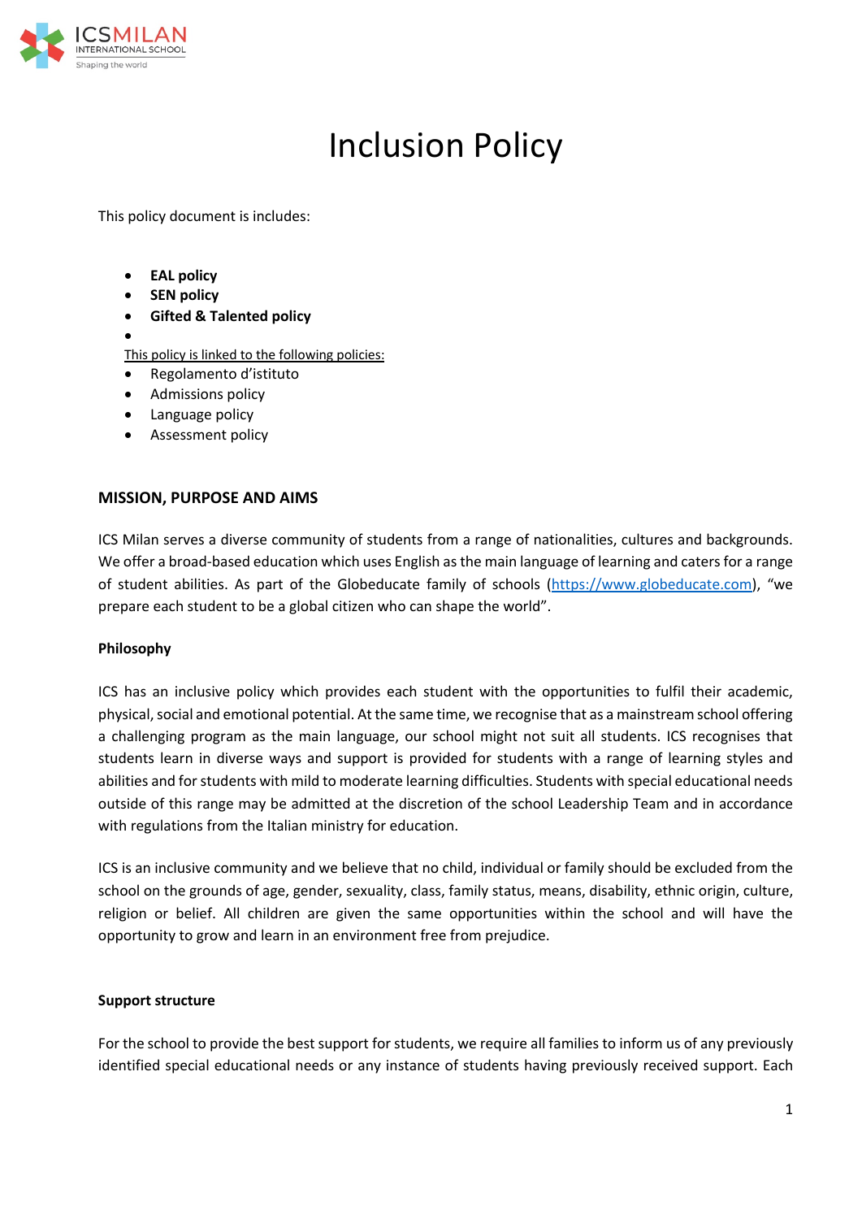# Inclusion Policy

This policy document is includes:

- **EAL policy**
- **SEN policy**
- **Gifted & Talented policy**
-

This policy is linked to the following policies:

- Regolamento d'istituto
- Admissions policy
- Language policy
- Assessment policy

### MISSION, PURPOSE AND AIMS

ICS Milan serves a diverse community of students from a range of nationalities, cultures and backgrounds. We offer a broad-based education which uses English as the main language of learning and caters for a range of student abilities. As part of the Globeducate family of schools (https://www.globeducate.com), "we prepare each student to be a global citizen who can shape the world".

#### Philosophy

ICS has an inclusive policy which provides each student with the opportunities to fulfil their academic, physical, social and emotional potential. At the same time, we recognise that as a mainstream school offering a challenging program as the main language, our school might not suit all students. ICS recognises that students learn in diverse ways and support is provided for students with a range of learning styles and abilities and for students with mild to moderate learning difficulties. Students with special educational needs outside of this range may be admitted at the discretion of the school Leadership Team and in accordance with regulations from the Italian ministry for education.

ICS is an inclusive community and we believe that no child, individual or family should be excluded from the school on the grounds of age, gender, sexuality, class, family status, means, disability, ethnic origin, culture, religion or belief. All children are given the same opportunities within the school and will have the opportunity to grow and learn in an environment free from prejudice.

#### Support structure

For the school to provide the best support for students, we require all families to inform us of any previously identified special educational needs or any instance of students having previously received support. Each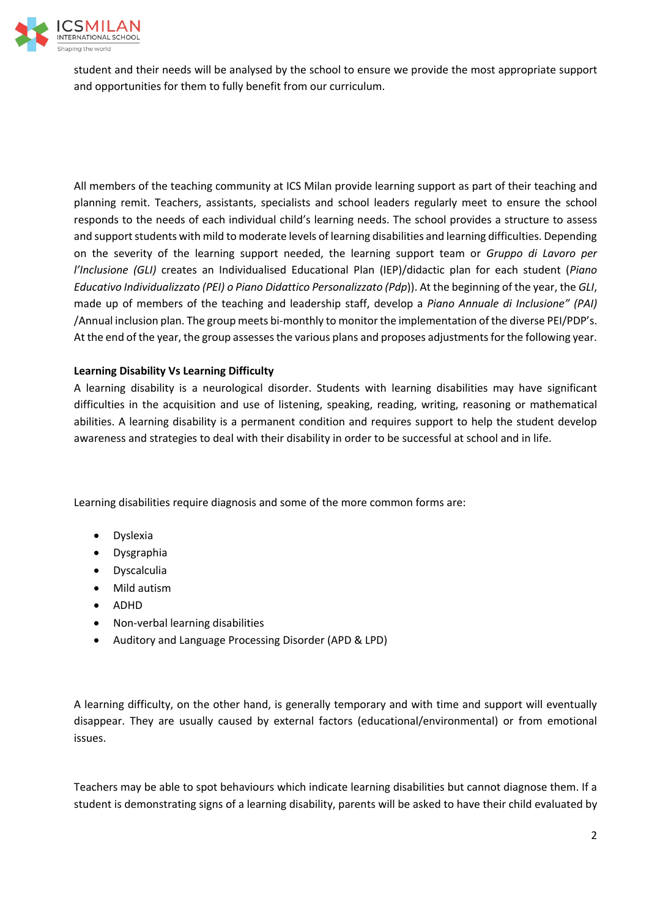student and their needs will be analysed by the school to ensure we provide the most appropriate support and opportunities for them to fully benefit from our curriculum.

All members of the teaching community at ICS Milan provide learning support as part of their teaching and planning remit. Teachers, assistants, specialists and school leaders regularly meet to ensure the school responds to the needs of each individual child's learning needs. The school provides a structure to assess and support students with mild to moderate levels of learning disabilities and learning difficulties. Depending on the severity of the learning support needed, the learning support team or *Gruppo di Lavoro per l'Inclusione (GLI)* creates an Individualised Educational Plan (IEP)/didactic plan for each student (*Piano Educativo Individualizzato (PEI) o Piano Didattico Personalizzato (Pdp)*). At the beginning of the year, the *GLI*, made up of members of the teaching and leadership staff, develop a *Piano Annuale di Inclusione" (PAI)* /Annual inclusion plan. The group meets bi-monthly to monitor the implementation of the diverse PEI/PDP's. At the end of the year, the group assesses the various plans and proposes adjustments for the following year.

**Learning Disability Vs Learning Difficulty**

A learning disability is a neurological disorder. Students with learning disabilities may have significant difficulties in the acquisition and use of listening, speaking, reading, writing, reasoning or mathematical abilities. A learning disability is a permanent condition and requires support to help the student develop awareness and strategies to deal with their disability in order to be successful at school and in life.

Learning disabilities require diagnosis and some of the more common forms are:

- Dyslexia
- Dysgraphia
- Dyscalculia
- Mild autism
- ADHD
- Non-verbal learning disabilities
- Auditory and Language Processing Disorder (APD & LPD)

A learning difficulty, on the other hand, is generally temporary and with time and support will eventually disappear. They are usually caused by external factors (educational/environmental) or from emotional issues.

Teachers may be able to spot behaviours which indicate learning disabilities but cannot diagnose them. If a student is demonstrating signs of a learning disability, parents will be asked to have their child evaluated by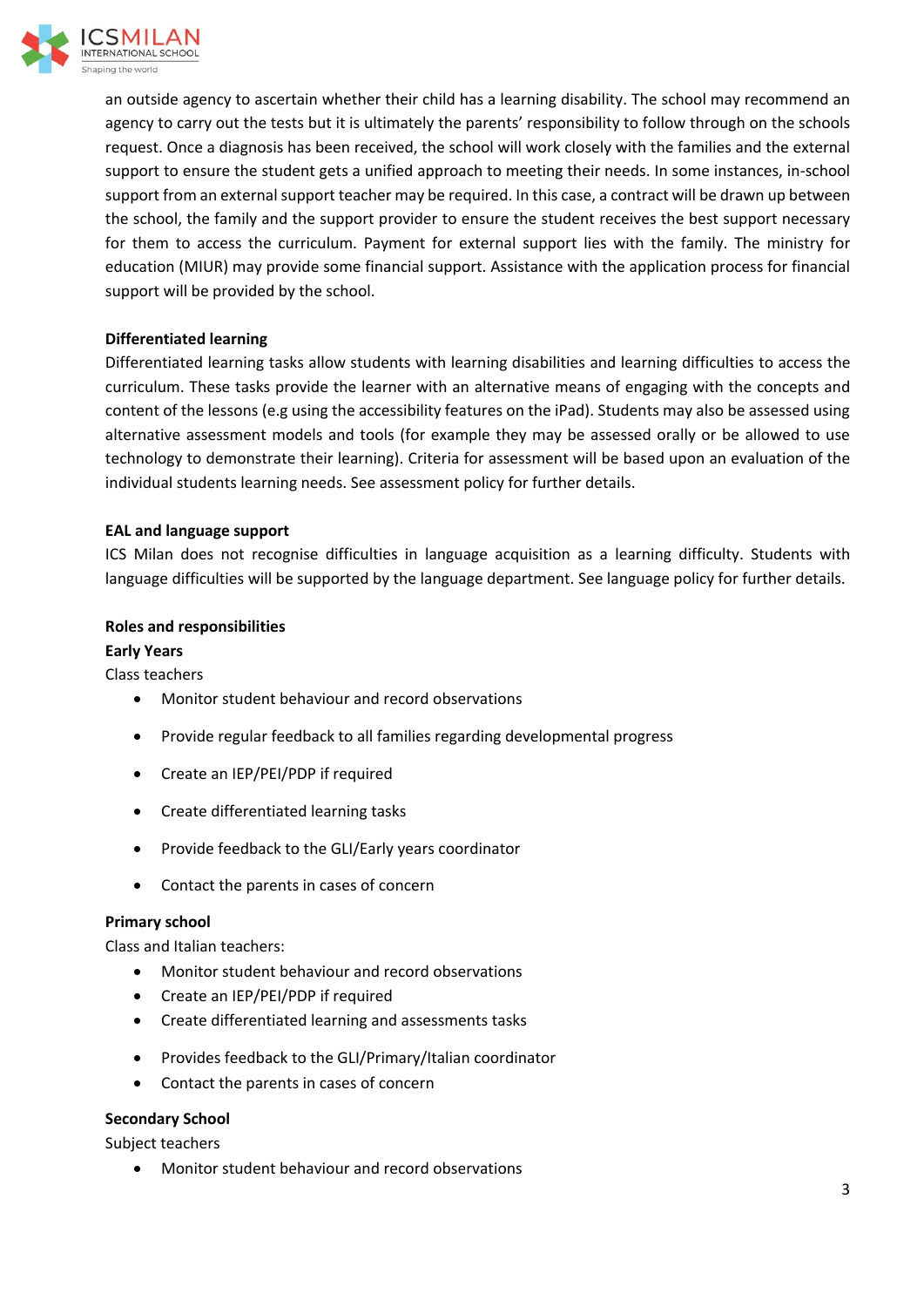an outside agency to ascertain whether their child has a learning disability. The school may recommend an agency to carry out the tests but it is ultimately the parents' responsibility to follow through on the schools request. Once a diagnosis has been received, the school will work closely with the families and the external support to ensure the student gets a unified approach to meeting their needs. In some instances, in-school support from an external support teacher may be required. In this case, a contract will be drawn up between the school, the family and the support provider to ensure the student receives the best support necessary for them to access the curriculum. Payment for external support lies with the family. The ministry for education (MIUR) may provide some financial support. Assistance with the application process for financial support will be provided by the school.

**Differentiated learning**

Differentiated learning tasks allow students with learning disabilities and learning difficulties to access the curriculum. These tasks provide the learner with an alternative means of engaging with the concepts and content of the lessons (e.g using the accessibility features on the iPad). Students may also be assessed using alternative assessment models and tools (for example they may be assessed orally or be allowed to use technology to demonstrate their learning). Criteria for assessment will be based upon an evaluation of the individual students learning needs. See assessment policy for further details.

**EAL and language support**

ICS Milan does not recognise difficulties in language acquisition as a learning difficulty. Students with language difficulties will be supported by the language department. See language policy for further details.

**Roles and responsibilities**

**Early Years**

Class teachers

- Monitor student behaviour and record observations
- Provide regular feedback to all families regarding developmental progress
- Create an IEP/PEI/PDP if required
- Create differentiated learning tasks
- Provide feedback to the GLI/Early years coordinator
- Contact the parents in cases of concern

**Primary school**

Class and Italian teachers:

- Monitor student behaviour and record observations
- Create an IEP/PEI/PDP if required
- Create differentiated learning and assessments tasks
- Provides feedback to the GLI/Primary/Italian coordinator
- Contact the parents in cases of concern

**Secondary School**

Subject teachers

- Monitor student behaviour and record observations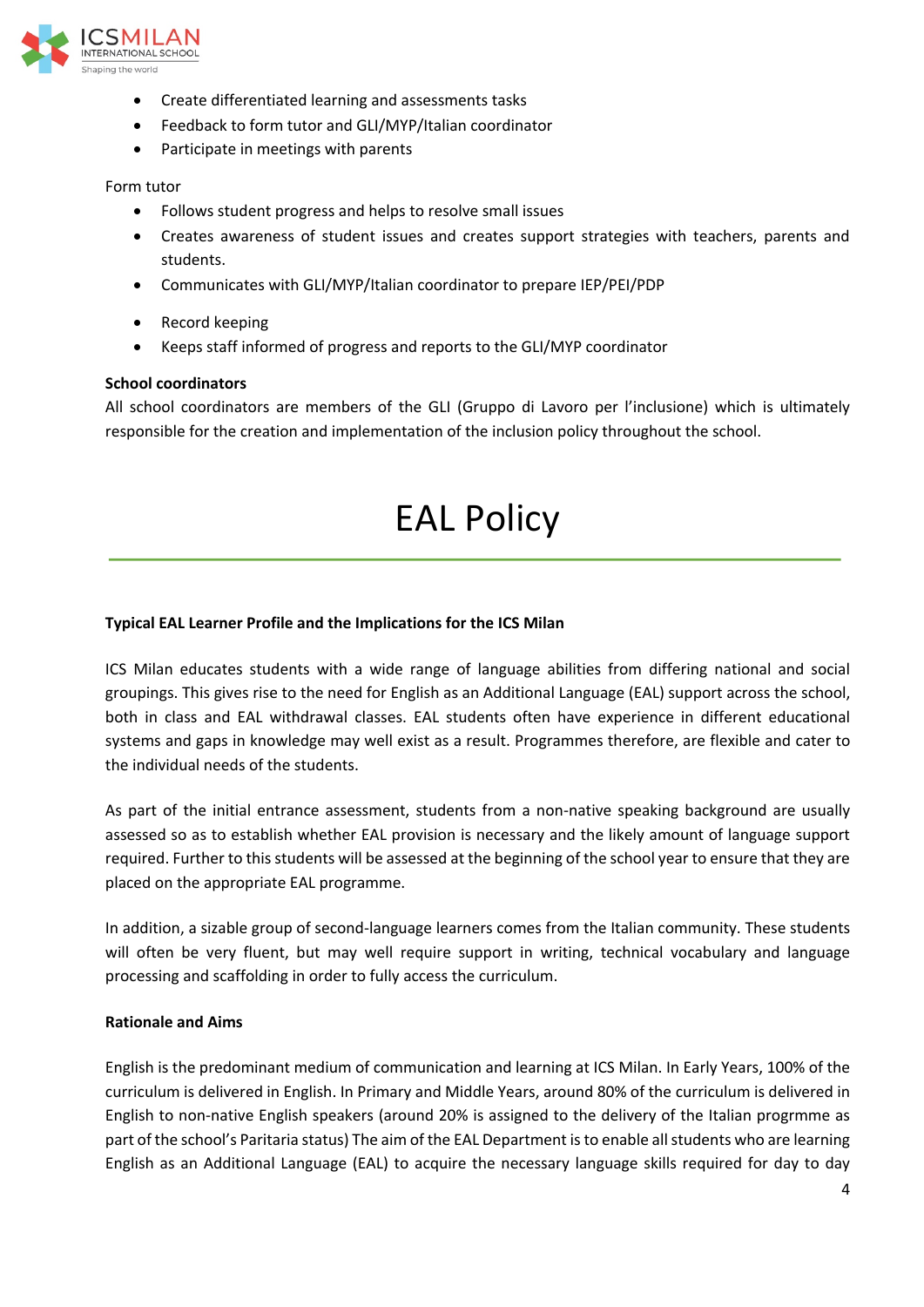- Create differentiated learning and assessments tasks
- Feedback to form tutor and GLI/MYP/Italian coordinator
- Participate in meetings with parents

Form tutor

- Follows student progress and helps to resolve small issues
- Creates awareness of student issues and creates support strategies with teachers, parents and students.
- Communicates with GLI/MYP/Italian coordinator to prepare IEP/PEI/PDP
- Record keeping
- Keeps staff informed of progress and reports to the GLI/MYP coordinator

**School coordinators**

All school coordinators are members of the GLI (Gruppo di Lavoro per l'inclusione) which is ultimately responsible for the creation and implementation of the inclusion policy throughout the school.

# EAL Policy

**Typical EAL Learner Profile and the Implications for the ICS Milan**

ICS Milan educates students with a wide range of language abilities from differing national and social groupings. This gives rise to the need for English as an Additional Language (EAL) support across the school, both in class and EAL withdrawal classes. EAL students often have experience in different educational systems and gaps in knowledge may well exist as a result. Programmes therefore, are flexible and cater to the individual needs of the students.

As part of the initial entrance assessment, students from a non-native speaking background are usually assessed so as to establish whether EAL provision is necessary and the likely amount of language support required. Further to this students will be assessed at the beginning of the school year to ensure that they are placed on the appropriate EAL programme.

In addition, a sizable group of second-language learners comes from the Italian community. These students will often be very fluent, but may well require support in writing, technical vocabulary and language processing and scaffolding in order to fully access the curriculum.

**Rationale and Aims**

English is the predominant medium of communication and learning at ICS Milan. In Early Years, 100% of the curriculum is delivered in English. In Primary and Middle Years, around 80% of the curriculum is delivered in English to non-native English speakers (around 20% is assigned to the delivery of the Italian progrmme as part of the school's Paritaria status) The aim of the EAL Department is to enable all students who are learning English as an Additional Language (EAL) to acquire the necessary language skills required for day to day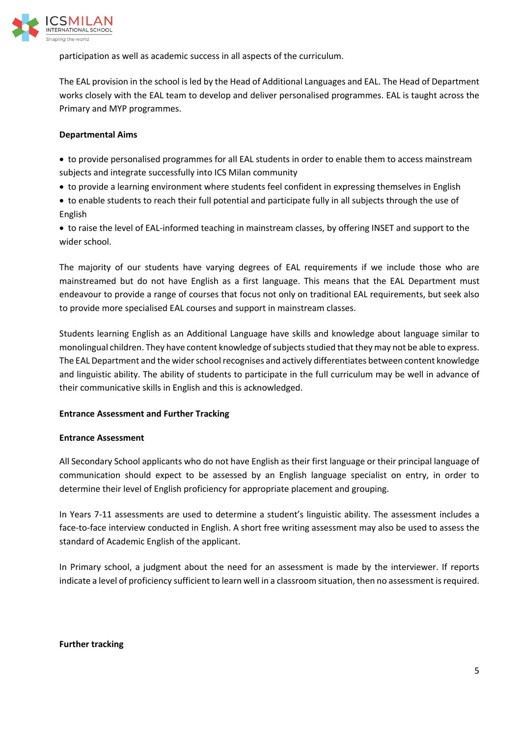participation as well as academic success in all aspects of the curriculum.

The EAL provision in the school is led by the Head of Additional Languages and EAL. The Head of Department works closely with the EAL team to develop and deliver personalised programmes. EAL is taught across the Primary and MYP programmes.

**Departmental Aims**

- to provide personalised programmes for all EAL students in order to enable them to access mainstream subjects and integrate successfully into ICS Milan community
- to provide a learning environment where students feel confident in expressing themselves in English
- to enable students to reach their full potential and participate fully in all subjects through the use of English
- to raise the level of EAL-informed teaching in mainstream classes, by offering INSET and support to the wider school.

The majority of our students have varying degrees of EAL requirements if we include those who are mainstreamed but do not have English as a first language. This means that the EAL Department must endeavour to provide a range of courses that focus not only on traditional EAL requirements, but seek also to provide more specialised EAL courses and support in mainstream classes.

Students learning English as an Additional Language have skills and knowledge about language similar to monolingual children. They have content knowledge of subjects studied that they may not be able to express. The EAL Department and the wider school recognises and actively differentiates between content knowledge and linguistic ability. The ability of students to participate in the full curriculum may be well in advance of their communicative skills in English and this is acknowledged.

**Entrance Assessment and Further Tracking**

**Entrance Assessment**

All Secondary School applicants who do not have English as their first language or their principal language of communication should expect to be assessed by an English language specialist on entry, in order to determine their level of English proficiency for appropriate placement and grouping.

In Years 7-11 assessments are used to determine a student's linguistic ability. The assessment includes a face-to-face interview conducted in English. A short free writing assessment may also be used to assess the standard of Academic English of the applicant.

In Primary school, a judgment about the need for an assessment is made by the interviewer. If reports indicate a level of proficiency sufficient to learn well in a classroom situation, then no assessment is required.

**Further tracking**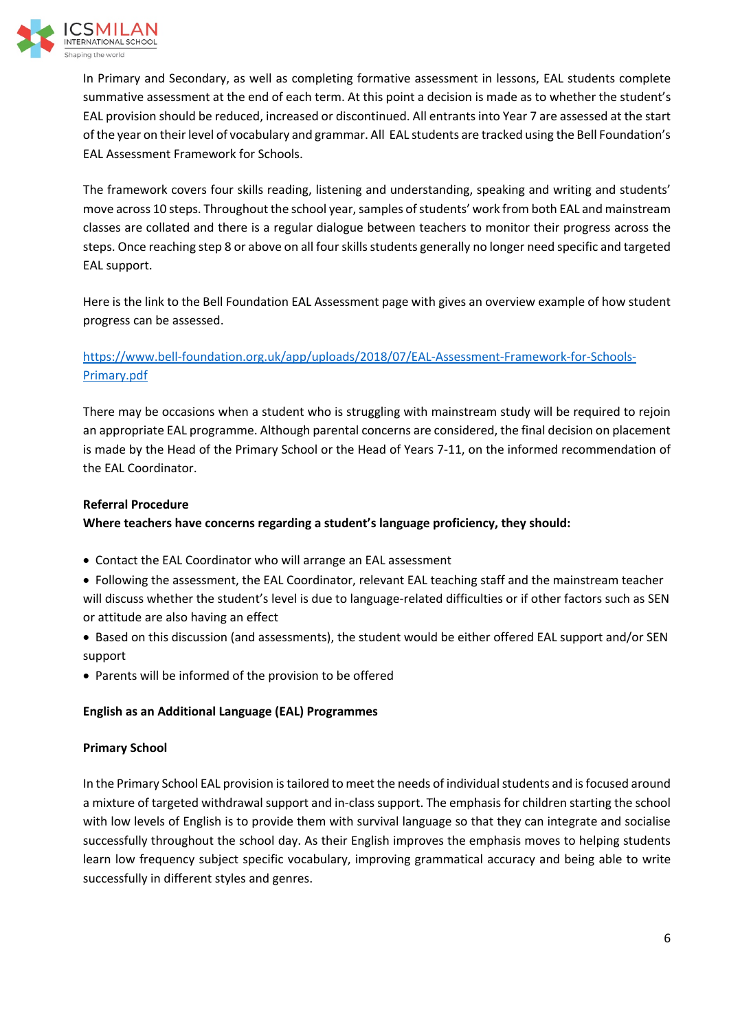In Primary and Secondary, as well as completing formative assessment in lessons, EAL students complete summative assessment at the end of each term. At this point a decision is made as to whether the student's EAL provision should be reduced, increased or discontinued. All entrants into Year 7 are assessed at the start of the year on their level of vocabulary and grammar. All EAL students are tracked using the Bell Foundation's EAL Assessment Framework for Schools.

The framework covers four skills reading, listening and understanding, speaking and writing and students' move across 10 steps. Throughout the school year, samples of students' work from both EAL and mainstream classes are collated and there is a regular dialogue between teachers to monitor their progress across the steps. Once reaching step 8 or above on all four skills students generally no longer need specific and targeted EAL support.

Here is the link to the Bell Foundation EAL Assessment page with gives an overview example of how student progress can be assessed.

https://www.bell-foundation.org.uk/app/uploads/2018/07/EAL-Assessment-Framework-for-Schools-Primary.pdf

There may be occasions when a student who is struggling with mainstream study will be required to rejoin an appropriate EAL programme. Although parental concerns are considered, the final decision on placement is made by the Head of the Primary School or the Head of Years 7-11, on the informed recommendation of the EAL Coordinator.

**Referral Procedure**

**Where teachers have concerns regarding a student's language proficiency, they should:**

- Contact the EAL Coordinator who will arrange an EAL assessment
- Following the assessment, the EAL Coordinator, relevant EAL teaching staff and the mainstream teacher will discuss whether the student's level is due to language-related difficulties or if other factors such as SEN or attitude are also having an effect
- Based on this discussion (and assessments), the student would be either offered EAL support and/or SEN support
- Parents will be informed of the provision to be offered

**English as an Additional Language (EAL) Programmes**

**Primary School**

In the Primary School EAL provision is tailored to meet the needs of individual students and is focused around a mixture of targeted withdrawal support and in-class support. The emphasis for children starting the school with low levels of English is to provide them with survival language so that they can integrate and socialise successfully throughout the school day. As their English improves the emphasis moves to helping students learn low frequency subject specific vocabulary, improving grammatical accuracy and being able to write successfully in different styles and genres.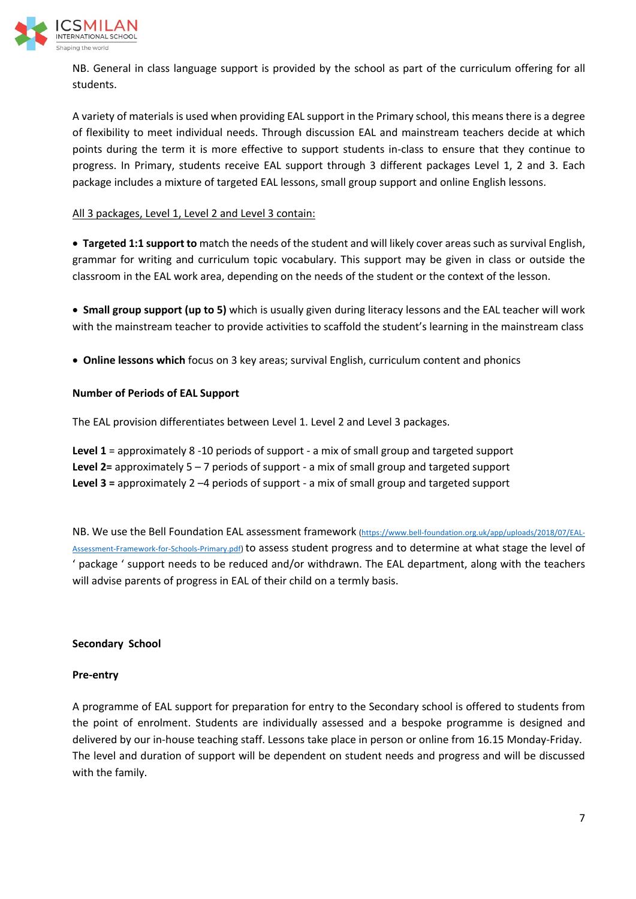NB. General in class language support is provided by the school as part of the curriculum offering for all students.

A variety of materials is used when providing EAL support in the Primary school, this means there is a degree of flexibility to meet individual needs. Through discussion EAL and mainstream teachers decide at which points during the term it is more effective to support students in-class to ensure that they continue to progress. In Primary, students receive EAL support through 3 different packages Level 1, 2 and 3. Each package includes a mixture of targeted EAL lessons, small group support and online English lessons.

<u>All 3 packages, Level 1, Level 2 and Level 3 contain:</u>

- **Targeted 1:1 support to** match the needs of the student and will likely cover areas such as survival English, grammar for writing and curriculum topic vocabulary. This support may be given in class or outside the classroom in the EAL work area, depending on the needs of the student or the context of the lesson.

- **Small group support (up to 5)** which is usually given during literacy lessons and the EAL teacher will work with the mainstream teacher to provide activities to scaffold the student's learning in the mainstream class

- **Online lessons which** focus on 3 key areas; survival English, curriculum content and phonics

**Number of Periods of EAL Support**

The EAL provision differentiates between Level 1. Level 2 and Level 3 packages.

**Level 1** = approximately 8 -10 periods of support - a mix of small group and targeted support
**Level 2=** approximately 5 – 7 periods of support - a mix of small group and targeted support
**Level 3 =** approximately 2 –4 periods of support - a mix of small group and targeted support

NB. We use the Bell Foundation EAL assessment framework (https://www.bell-foundation.org.uk/app/uploads/2018/07/EAL-Assessment-Framework-for-Schools-Primary.pdf) to assess student progress and to determine at what stage the level of ' package ' support needs to be reduced and/or withdrawn. The EAL department, along with the teachers will advise parents of progress in EAL of their child on a termly basis.

**Secondary School**

**Pre-entry**

A programme of EAL support for preparation for entry to the Secondary school is offered to students from the point of enrolment. Students are individually assessed and a bespoke programme is designed and delivered by our in-house teaching staff. Lessons take place in person or online from 16.15 Monday-Friday. The level and duration of support will be dependent on student needs and progress and will be discussed with the family.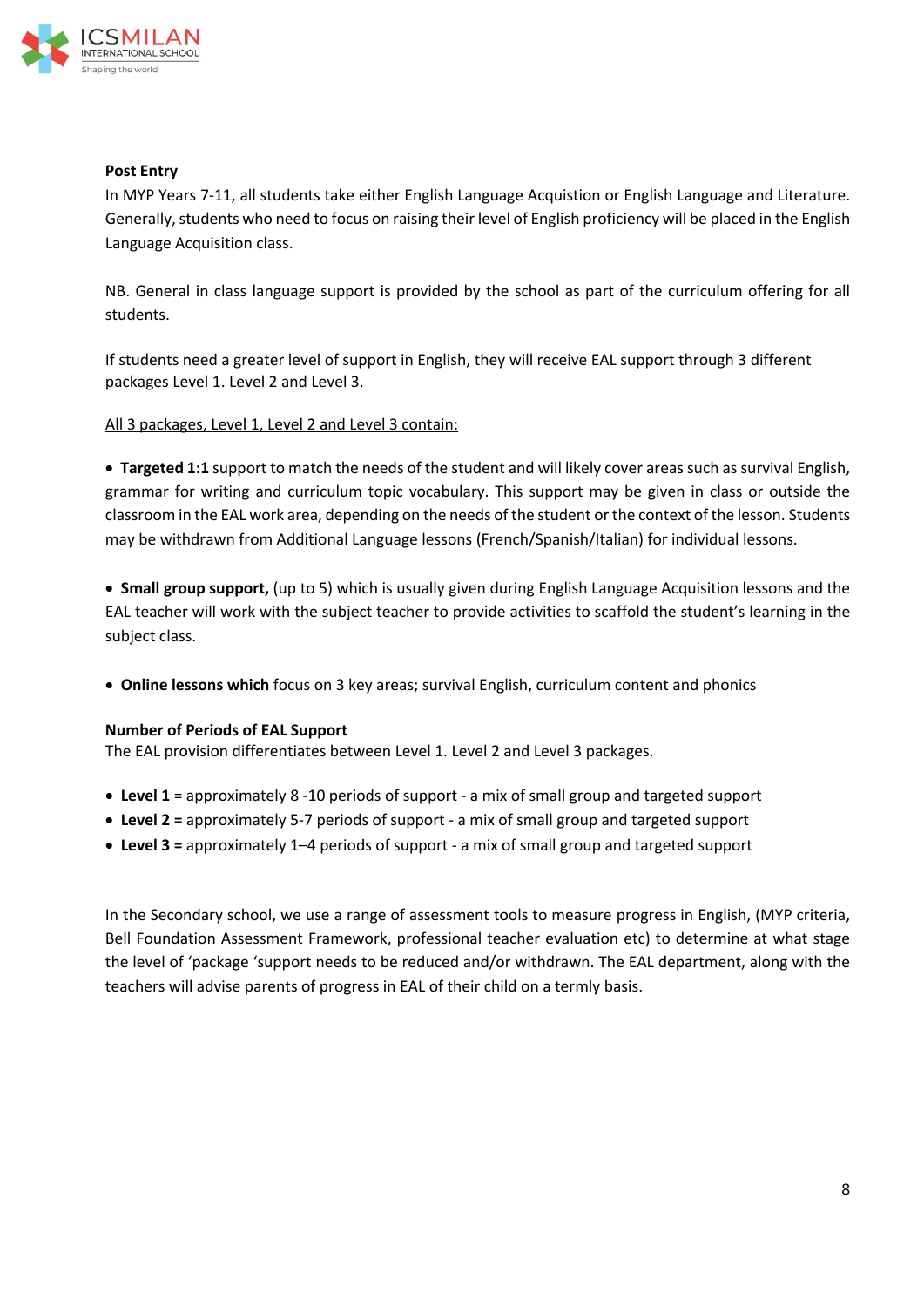**Post Entry**

In MYP Years 7-11, all students take either English Language Acquistion or English Language and Literature. Generally, students who need to focus on raising their level of English proficiency will be placed in the English Language Acquisition class.

NB. General in class language support is provided by the school as part of the curriculum offering for all students.

If students need a greater level of support in English, they will receive EAL support through 3 different packages Level 1. Level 2 and Level 3.

<u>All 3 packages, Level 1, Level 2 and Level 3 contain:</u>

- **Targeted 1:1** support to match the needs of the student and will likely cover areas such as survival English, grammar for writing and curriculum topic vocabulary. This support may be given in class or outside the classroom in the EAL work area, depending on the needs of the student or the context of the lesson. Students may be withdrawn from Additional Language lessons (French/Spanish/Italian) for individual lessons.

- **Small group support,** (up to 5) which is usually given during English Language Acquisition lessons and the EAL teacher will work with the subject teacher to provide activities to scaffold the student's learning in the subject class.

- **Online lessons which** focus on 3 key areas; survival English, curriculum content and phonics

**Number of Periods of EAL Support**

The EAL provision differentiates between Level 1. Level 2 and Level 3 packages.

- **Level 1** = approximately 8 -10 periods of support - a mix of small group and targeted support
- **Level 2 =** approximately 5-7 periods of support - a mix of small group and targeted support
- **Level 3 =** approximately 1–4 periods of support - a mix of small group and targeted support

In the Secondary school, we use a range of assessment tools to measure progress in English, (MYP criteria, Bell Foundation Assessment Framework, professional teacher evaluation etc) to determine at what stage the level of 'package 'support needs to be reduced and/or withdrawn. The EAL department, along with the teachers will advise parents of progress in EAL of their child on a termly basis.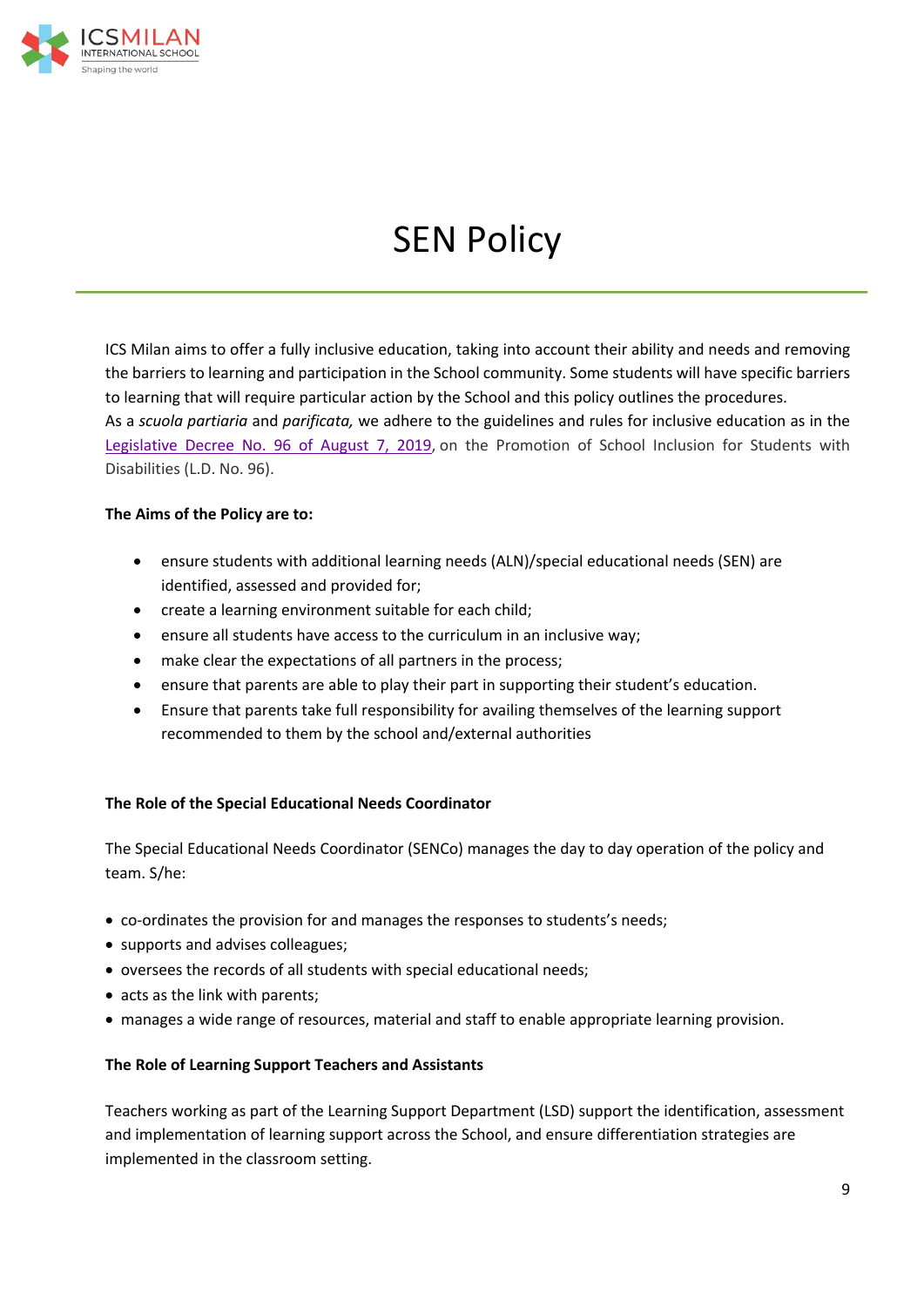# SEN Policy

ICS Milan aims to offer a fully inclusive education, taking into account their ability and needs and removing the barriers to learning and participation in the School community. Some students will have specific barriers to learning that will require particular action by the School and this policy outlines the procedures.
As a *scuola partiaria* and *parificata,* we adhere to the guidelines and rules for inclusive education as in the Legislative Decree No. 96 of August 7, 2019, on the Promotion of School Inclusion for Students with Disabilities (L.D. No. 96).

**The Aims of the Policy are to:**

- ensure students with additional learning needs (ALN)/special educational needs (SEN) are identified, assessed and provided for;
- create a learning environment suitable for each child;
- ensure all students have access to the curriculum in an inclusive way;
- make clear the expectations of all partners in the process;
- ensure that parents are able to play their part in supporting their student's education.
- Ensure that parents take full responsibility for availing themselves of the learning support recommended to them by the school and/external authorities

**The Role of the Special Educational Needs Coordinator**

The Special Educational Needs Coordinator (SENCo) manages the day to day operation of the policy and team. S/he:

- co-ordinates the provision for and manages the responses to students's needs;
- supports and advises colleagues;
- oversees the records of all students with special educational needs;
- acts as the link with parents;
- manages a wide range of resources, material and staff to enable appropriate learning provision.

**The Role of Learning Support Teachers and Assistants**

Teachers working as part of the Learning Support Department (LSD) support the identification, assessment and implementation of learning support across the School, and ensure differentiation strategies are implemented in the classroom setting.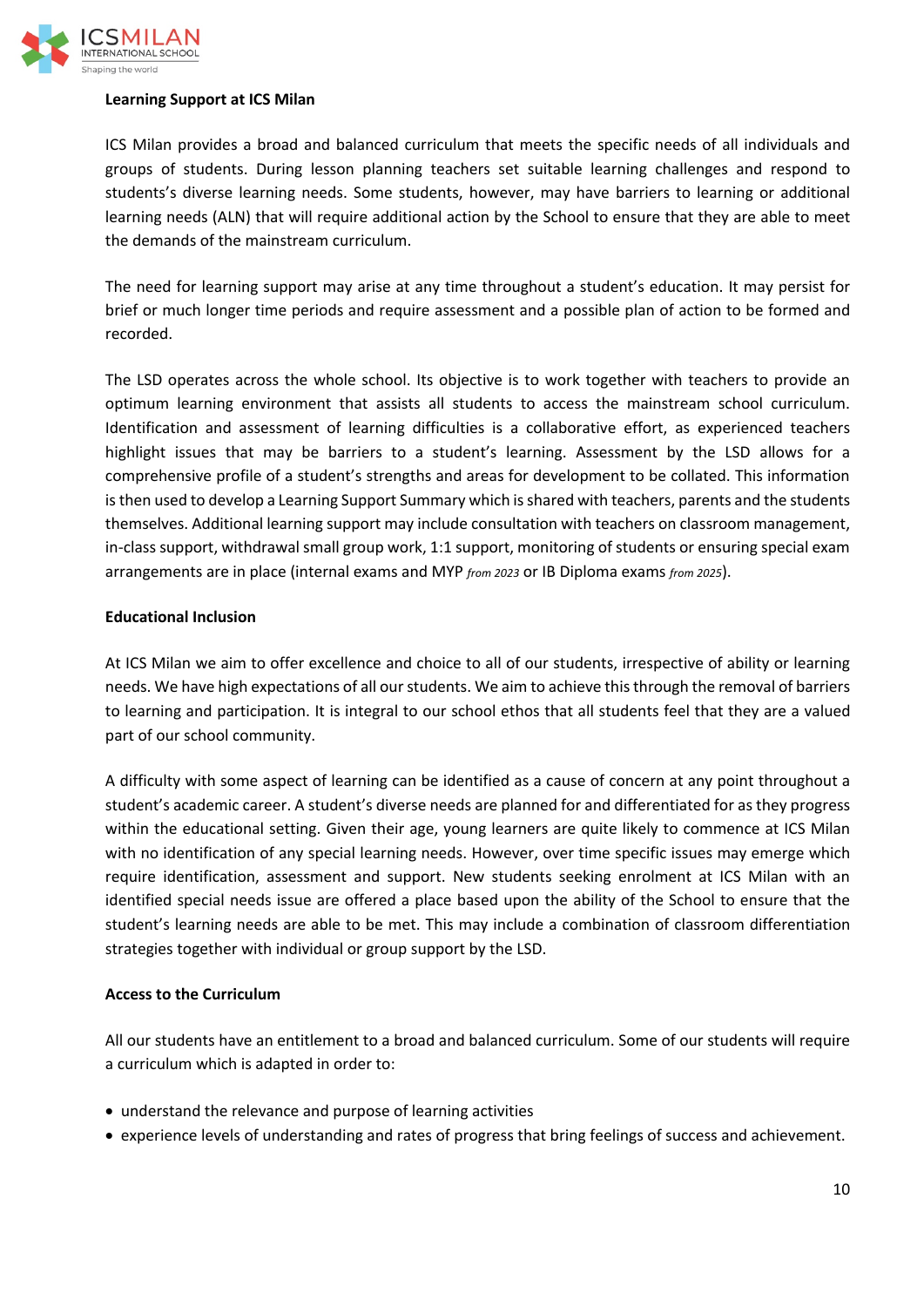**Learning Support at ICS Milan**

ICS Milan provides a broad and balanced curriculum that meets the specific needs of all individuals and groups of students. During lesson planning teachers set suitable learning challenges and respond to students's diverse learning needs. Some students, however, may have barriers to learning or additional learning needs (ALN) that will require additional action by the School to ensure that they are able to meet the demands of the mainstream curriculum.

The need for learning support may arise at any time throughout a student's education. It may persist for brief or much longer time periods and require assessment and a possible plan of action to be formed and recorded.

The LSD operates across the whole school. Its objective is to work together with teachers to provide an optimum learning environment that assists all students to access the mainstream school curriculum. Identification and assessment of learning difficulties is a collaborative effort, as experienced teachers highlight issues that may be barriers to a student's learning. Assessment by the LSD allows for a comprehensive profile of a student's strengths and areas for development to be collated. This information is then used to develop a Learning Support Summary which is shared with teachers, parents and the students themselves. Additional learning support may include consultation with teachers on classroom management, in-class support, withdrawal small group work, 1:1 support, monitoring of students or ensuring special exam arrangements are in place (internal exams and MYP *from 2023* or IB Diploma exams *from 2025*).

**Educational Inclusion**

At ICS Milan we aim to offer excellence and choice to all of our students, irrespective of ability or learning needs. We have high expectations of all our students. We aim to achieve this through the removal of barriers to learning and participation. It is integral to our school ethos that all students feel that they are a valued part of our school community.

A difficulty with some aspect of learning can be identified as a cause of concern at any point throughout a student's academic career. A student's diverse needs are planned for and differentiated for as they progress within the educational setting. Given their age, young learners are quite likely to commence at ICS Milan with no identification of any special learning needs. However, over time specific issues may emerge which require identification, assessment and support. New students seeking enrolment at ICS Milan with an identified special needs issue are offered a place based upon the ability of the School to ensure that the student's learning needs are able to be met. This may include a combination of classroom differentiation strategies together with individual or group support by the LSD.

**Access to the Curriculum**

All our students have an entitlement to a broad and balanced curriculum. Some of our students will require a curriculum which is adapted in order to:

- understand the relevance and purpose of learning activities
- experience levels of understanding and rates of progress that bring feelings of success and achievement.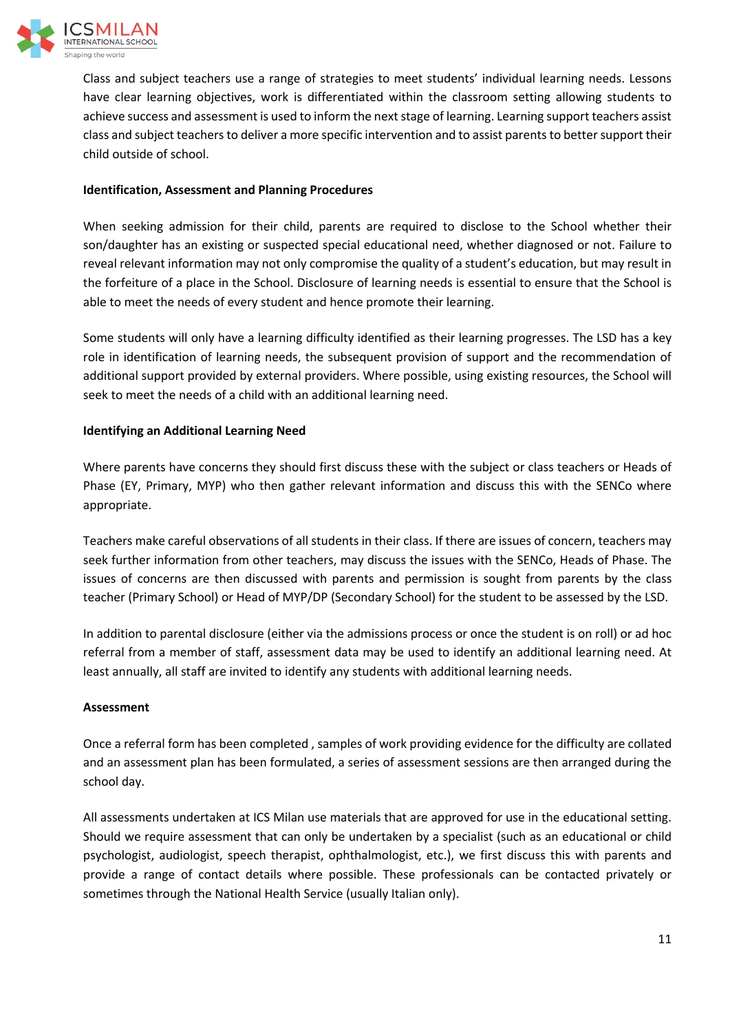Class and subject teachers use a range of strategies to meet students' individual learning needs. Lessons have clear learning objectives, work is differentiated within the classroom setting allowing students to achieve success and assessment is used to inform the next stage of learning. Learning support teachers assist class and subject teachers to deliver a more specific intervention and to assist parents to better support their child outside of school.

**Identification, Assessment and Planning Procedures**

When seeking admission for their child, parents are required to disclose to the School whether their son/daughter has an existing or suspected special educational need, whether diagnosed or not. Failure to reveal relevant information may not only compromise the quality of a student's education, but may result in the forfeiture of a place in the School. Disclosure of learning needs is essential to ensure that the School is able to meet the needs of every student and hence promote their learning.

Some students will only have a learning difficulty identified as their learning progresses. The LSD has a key role in identification of learning needs, the subsequent provision of support and the recommendation of additional support provided by external providers. Where possible, using existing resources, the School will seek to meet the needs of a child with an additional learning need.

**Identifying an Additional Learning Need**

Where parents have concerns they should first discuss these with the subject or class teachers or Heads of Phase (EY, Primary, MYP) who then gather relevant information and discuss this with the SENCo where appropriate.

Teachers make careful observations of all students in their class. If there are issues of concern, teachers may seek further information from other teachers, may discuss the issues with the SENCo, Heads of Phase. The issues of concerns are then discussed with parents and permission is sought from parents by the class teacher (Primary School) or Head of MYP/DP (Secondary School) for the student to be assessed by the LSD.

In addition to parental disclosure (either via the admissions process or once the student is on roll) or ad hoc referral from a member of staff, assessment data may be used to identify an additional learning need. At least annually, all staff are invited to identify any students with additional learning needs.

**Assessment**

Once a referral form has been completed , samples of work providing evidence for the difficulty are collated and an assessment plan has been formulated, a series of assessment sessions are then arranged during the school day.

All assessments undertaken at ICS Milan use materials that are approved for use in the educational setting. Should we require assessment that can only be undertaken by a specialist (such as an educational or child psychologist, audiologist, speech therapist, ophthalmologist, etc.), we first discuss this with parents and provide a range of contact details where possible. These professionals can be contacted privately or sometimes through the National Health Service (usually Italian only).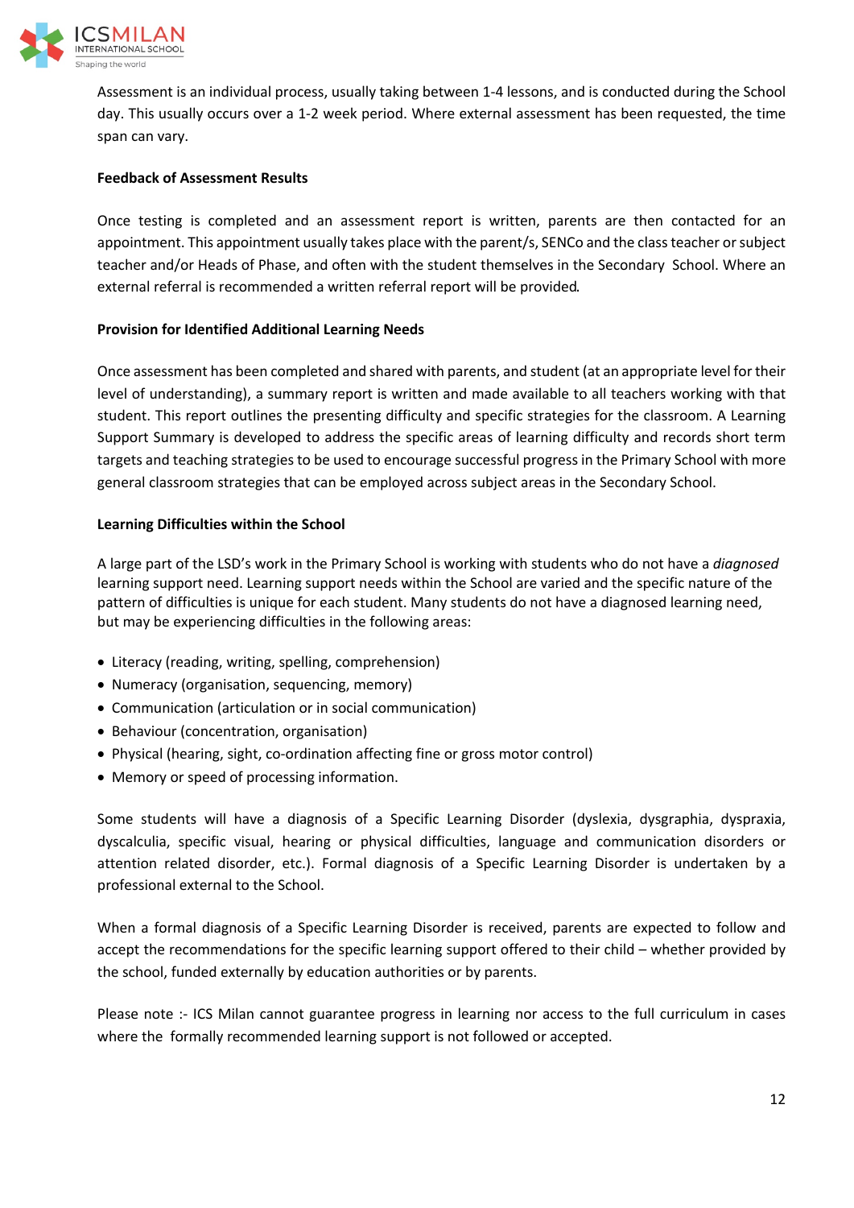Assessment is an individual process, usually taking between 1-4 lessons, and is conducted during the School day. This usually occurs over a 1-2 week period. Where external assessment has been requested, the time span can vary.

**Feedback of Assessment Results**

Once testing is completed and an assessment report is written, parents are then contacted for an appointment. This appointment usually takes place with the parent/s, SENCo and the class teacher or subject teacher and/or Heads of Phase, and often with the student themselves in the Secondary School. Where an external referral is recommended a written referral report will be provided.

**Provision for Identified Additional Learning Needs**

Once assessment has been completed and shared with parents, and student (at an appropriate level for their level of understanding), a summary report is written and made available to all teachers working with that student. This report outlines the presenting difficulty and specific strategies for the classroom. A Learning Support Summary is developed to address the specific areas of learning difficulty and records short term targets and teaching strategies to be used to encourage successful progress in the Primary School with more general classroom strategies that can be employed across subject areas in the Secondary School.

**Learning Difficulties within the School**

A large part of the LSD's work in the Primary School is working with students who do not have a *diagnosed* learning support need. Learning support needs within the School are varied and the specific nature of the pattern of difficulties is unique for each student. Many students do not have a diagnosed learning need, but may be experiencing difficulties in the following areas:

- Literacy (reading, writing, spelling, comprehension)
- Numeracy (organisation, sequencing, memory)
- Communication (articulation or in social communication)
- Behaviour (concentration, organisation)
- Physical (hearing, sight, co-ordination affecting fine or gross motor control)
- Memory or speed of processing information.

Some students will have a diagnosis of a Specific Learning Disorder (dyslexia, dysgraphia, dyspraxia, dyscalculia, specific visual, hearing or physical difficulties, language and communication disorders or attention related disorder, etc.). Formal diagnosis of a Specific Learning Disorder is undertaken by a professional external to the School.

When a formal diagnosis of a Specific Learning Disorder is received, parents are expected to follow and accept the recommendations for the specific learning support offered to their child – whether provided by the school, funded externally by education authorities or by parents.

Please note :- ICS Milan cannot guarantee progress in learning nor access to the full curriculum in cases where the formally recommended learning support is not followed or accepted.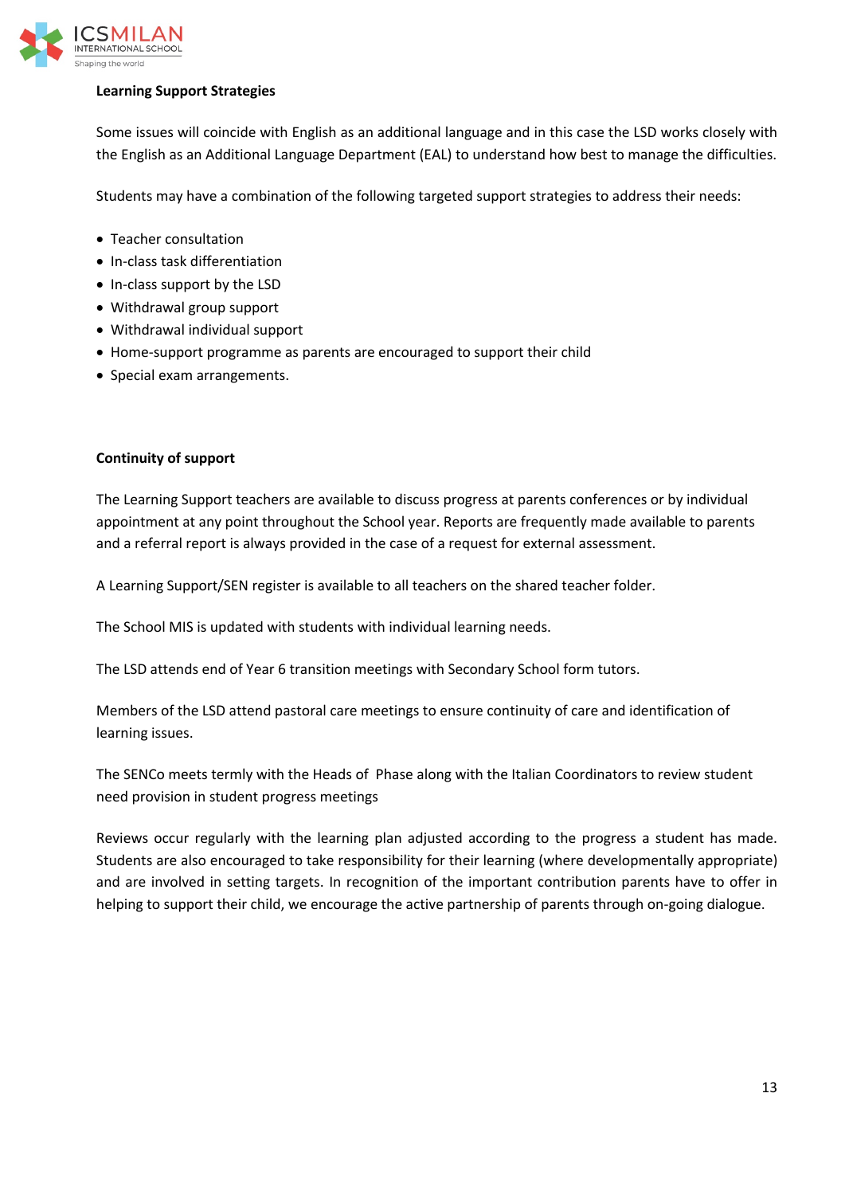**Learning Support Strategies**

Some issues will coincide with English as an additional language and in this case the LSD works closely with the English as an Additional Language Department (EAL) to understand how best to manage the difficulties.

Students may have a combination of the following targeted support strategies to address their needs:

- Teacher consultation
- In-class task differentiation
- In-class support by the LSD
- Withdrawal group support
- Withdrawal individual support
- Home-support programme as parents are encouraged to support their child
- Special exam arrangements.

**Continuity of support**

The Learning Support teachers are available to discuss progress at parents conferences or by individual appointment at any point throughout the School year. Reports are frequently made available to parents and a referral report is always provided in the case of a request for external assessment.

A Learning Support/SEN register is available to all teachers on the shared teacher folder.

The School MIS is updated with students with individual learning needs.

The LSD attends end of Year 6 transition meetings with Secondary School form tutors.

Members of the LSD attend pastoral care meetings to ensure continuity of care and identification of learning issues.

The SENCo meets termly with the Heads of Phase along with the Italian Coordinators to review student need provision in student progress meetings

Reviews occur regularly with the learning plan adjusted according to the progress a student has made. Students are also encouraged to take responsibility for their learning (where developmentally appropriate) and are involved in setting targets. In recognition of the important contribution parents have to offer in helping to support their child, we encourage the active partnership of parents through on-going dialogue.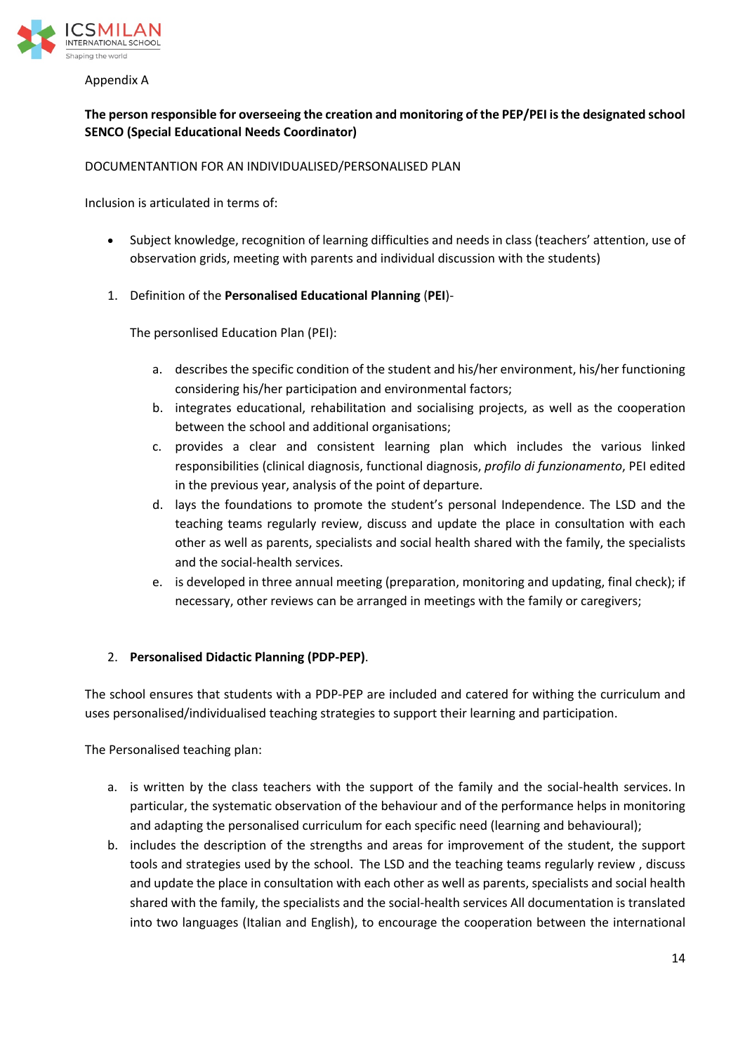Appendix A

**The person responsible for overseeing the creation and monitoring of the PEP/PEI is the designated school SENCO (Special Educational Needs Coordinator)**

DOCUMENTANTION FOR AN INDIVIDUALISED/PERSONALISED PLAN

Inclusion is articulated in terms of:

- Subject knowledge, recognition of learning difficulties and needs in class (teachers' attention, use of observation grids, meeting with parents and individual discussion with the students)

1. Definition of the **Personalised Educational Planning** (**PEI**)-

   The personlised Education Plan (PEI):

   a. describes the specific condition of the student and his/her environment, his/her functioning considering his/her participation and environmental factors;
   b. integrates educational, rehabilitation and socialising projects, as well as the cooperation between the school and additional organisations;
   c. provides a clear and consistent learning plan which includes the various linked responsibilities (clinical diagnosis, functional diagnosis, *profilo di funzionamento*, PEI edited in the previous year, analysis of the point of departure.
   d. lays the foundations to promote the student's personal Independence. The LSD and the teaching teams regularly review, discuss and update the place in consultation with each other as well as parents, specialists and social health shared with the family, the specialists and the social-health services.
   e. is developed in three annual meeting (preparation, monitoring and updating, final check); if necessary, other reviews can be arranged in meetings with the family or caregivers;

2. **Personalised Didactic Planning (PDP-PEP)**.

The school ensures that students with a PDP-PEP are included and catered for withing the curriculum and uses personalised/individualised teaching strategies to support their learning and participation.

The Personalised teaching plan:

a. is written by the class teachers with the support of the family and the social-health services. In particular, the systematic observation of the behaviour and of the performance helps in monitoring and adapting the personalised curriculum for each specific need (learning and behavioural);
b. includes the description of the strengths and areas for improvement of the student, the support tools and strategies used by the school. The LSD and the teaching teams regularly review , discuss and update the place in consultation with each other as well as parents, specialists and social health shared with the family, the specialists and the social-health services All documentation is translated into two languages (Italian and English), to encourage the cooperation between the international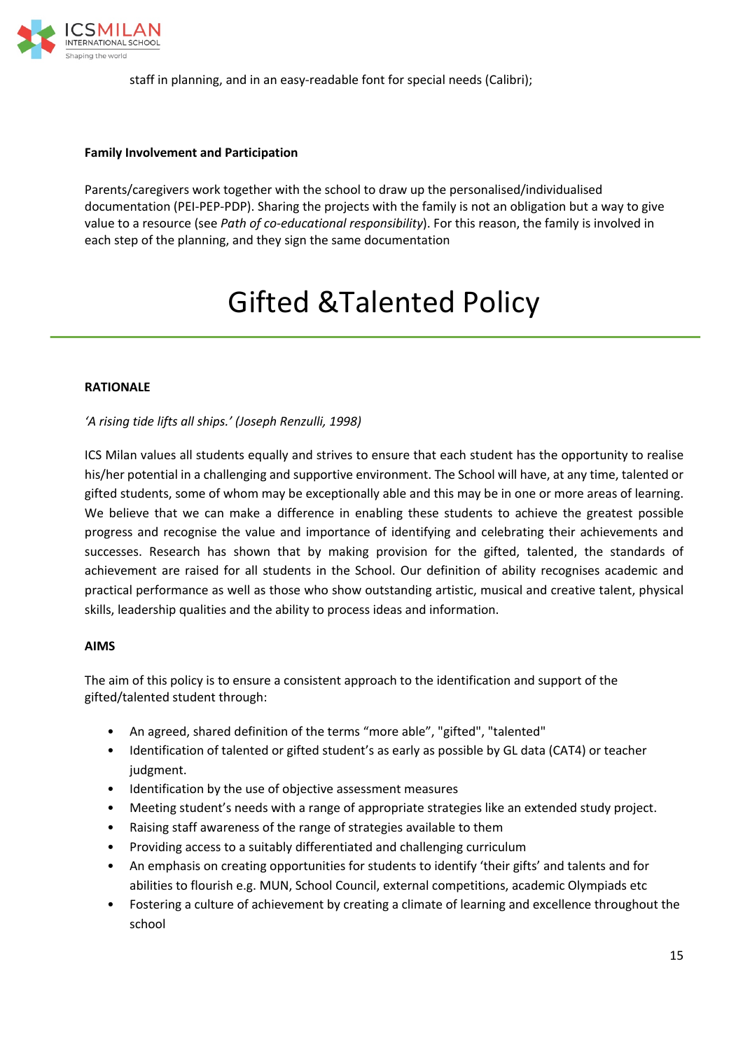staff in planning, and in an easy-readable font for special needs (Calibri);

**Family Involvement and Participation**

Parents/caregivers work together with the school to draw up the personalised/individualised documentation (PEI-PEP-PDP). Sharing the projects with the family is not an obligation but a way to give value to a resource (see *Path of co-educational responsibility*). For this reason, the family is involved in each step of the planning, and they sign the same documentation

# Gifted &Talented Policy

**RATIONALE**

*'A rising tide lifts all ships.' (Joseph Renzulli, 1998)*

ICS Milan values all students equally and strives to ensure that each student has the opportunity to realise his/her potential in a challenging and supportive environment. The School will have, at any time, talented or gifted students, some of whom may be exceptionally able and this may be in one or more areas of learning. We believe that we can make a difference in enabling these students to achieve the greatest possible progress and recognise the value and importance of identifying and celebrating their achievements and successes. Research has shown that by making provision for the gifted, talented, the standards of achievement are raised for all students in the School. Our definition of ability recognises academic and practical performance as well as those who show outstanding artistic, musical and creative talent, physical skills, leadership qualities and the ability to process ideas and information.

**AIMS**

The aim of this policy is to ensure a consistent approach to the identification and support of the gifted/talented student through:

- An agreed, shared definition of the terms "more able", "gifted", "talented"
- Identification of talented or gifted student's as early as possible by GL data (CAT4) or teacher judgment.
- Identification by the use of objective assessment measures
- Meeting student's needs with a range of appropriate strategies like an extended study project.
- Raising staff awareness of the range of strategies available to them
- Providing access to a suitably differentiated and challenging curriculum
- An emphasis on creating opportunities for students to identify 'their gifts' and talents and for abilities to flourish e.g. MUN, School Council, external competitions, academic Olympiads etc
- Fostering a culture of achievement by creating a climate of learning and excellence throughout the school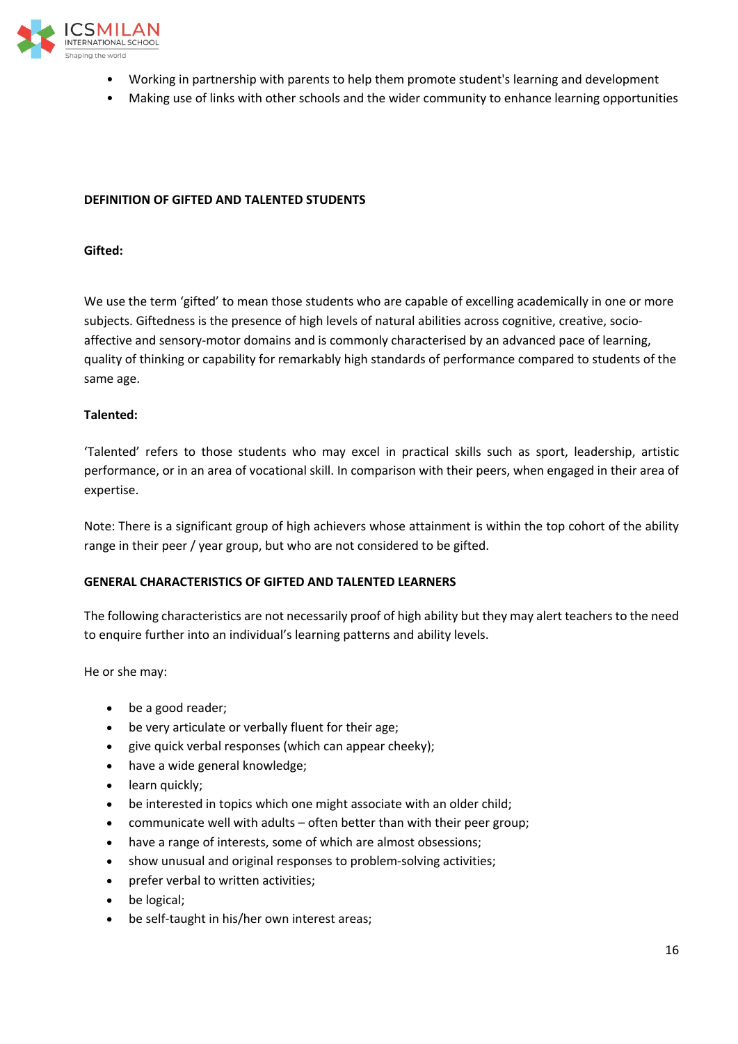- Working in partnership with parents to help them promote student's learning and development
- Making use of links with other schools and the wider community to enhance learning opportunities

**DEFINITION OF GIFTED AND TALENTED STUDENTS**

**Gifted:**

We use the term 'gifted' to mean those students who are capable of excelling academically in one or more subjects. Giftedness is the presence of high levels of natural abilities across cognitive, creative, socio-affective and sensory-motor domains and is commonly characterised by an advanced pace of learning, quality of thinking or capability for remarkably high standards of performance compared to students of the same age.

**Talented:**

'Talented' refers to those students who may excel in practical skills such as sport, leadership, artistic performance, or in an area of vocational skill. In comparison with their peers, when engaged in their area of expertise.

Note: There is a significant group of high achievers whose attainment is within the top cohort of the ability range in their peer / year group, but who are not considered to be gifted.

**GENERAL CHARACTERISTICS OF GIFTED AND TALENTED LEARNERS**

The following characteristics are not necessarily proof of high ability but they may alert teachers to the need to enquire further into an individual's learning patterns and ability levels.

He or she may:

- be a good reader;
- be very articulate or verbally fluent for their age;
- give quick verbal responses (which can appear cheeky);
- have a wide general knowledge;
- learn quickly;
- be interested in topics which one might associate with an older child;
- communicate well with adults – often better than with their peer group;
- have a range of interests, some of which are almost obsessions;
- show unusual and original responses to problem-solving activities;
- prefer verbal to written activities;
- be logical;
- be self-taught in his/her own interest areas;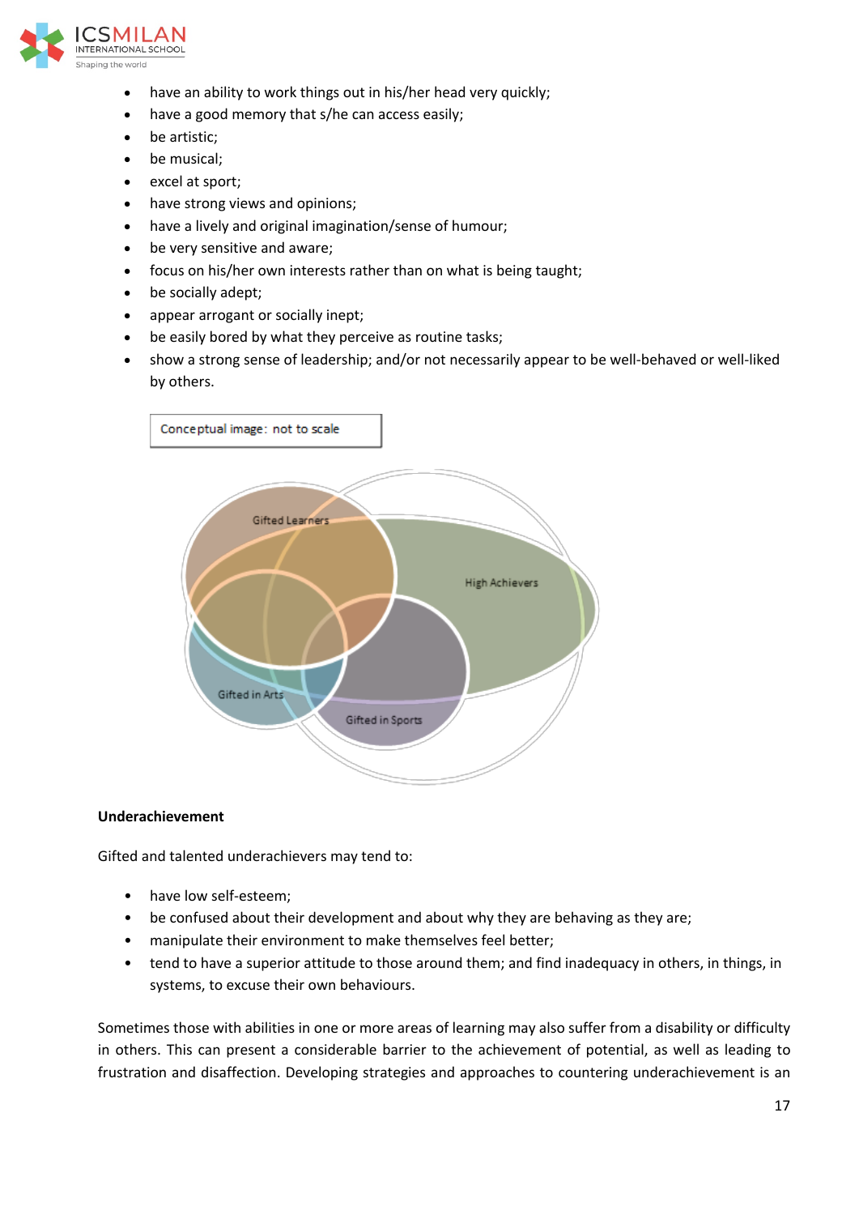- have an ability to work things out in his/her head very quickly;
- have a good memory that s/he can access easily;
- be artistic;
- be musical;
- excel at sport;
- have strong views and opinions;
- have a lively and original imagination/sense of humour;
- be very sensitive and aware;
- focus on his/her own interests rather than on what is being taught;
- be socially adept;
- appear arrogant or socially inept;
- be easily bored by what they perceive as routine tasks;
- show a strong sense of leadership; and/or not necessarily appear to be well-behaved or well-liked by others.

Conceptual image: not to scale

Gifted Learners

High Achievers

Gifted in Arts

Gifted in Sports

**Underachievement**

Gifted and talented underachievers may tend to:

- have low self-esteem;
- be confused about their development and about why they are behaving as they are;
- manipulate their environment to make themselves feel better;
- tend to have a superior attitude to those around them; and find inadequacy in others, in things, in systems, to excuse their own behaviours.

Sometimes those with abilities in one or more areas of learning may also suffer from a disability or difficulty in others. This can present a considerable barrier to the achievement of potential, as well as leading to frustration and disaffection. Developing strategies and approaches to countering underachievement is an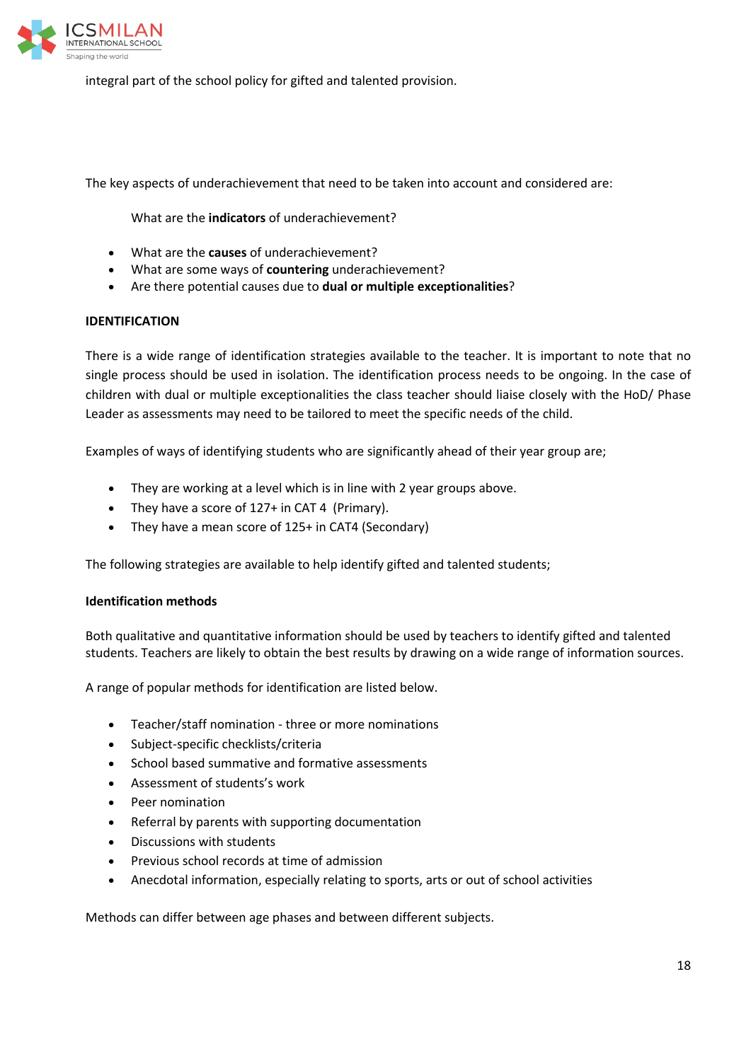integral part of the school policy for gifted and talented provision.

The key aspects of underachievement that need to be taken into account and considered are:

What are the **indicators** of underachievement?

- What are the **causes** of underachievement?
- What are some ways of **countering** underachievement?
- Are there potential causes due to **dual or multiple exceptionalities**?

**IDENTIFICATION**

There is a wide range of identification strategies available to the teacher. It is important to note that no single process should be used in isolation. The identification process needs to be ongoing. In the case of children with dual or multiple exceptionalities the class teacher should liaise closely with the HoD/ Phase Leader as assessments may need to be tailored to meet the specific needs of the child.

Examples of ways of identifying students who are significantly ahead of their year group are;

- They are working at a level which is in line with 2 year groups above.
- They have a score of 127+ in CAT 4 (Primary).
- They have a mean score of 125+ in CAT4 (Secondary)

The following strategies are available to help identify gifted and talented students;

**Identification methods**

Both qualitative and quantitative information should be used by teachers to identify gifted and talented students. Teachers are likely to obtain the best results by drawing on a wide range of information sources.

A range of popular methods for identification are listed below.

- Teacher/staff nomination - three or more nominations
- Subject-specific checklists/criteria
- School based summative and formative assessments
- Assessment of students's work
- Peer nomination
- Referral by parents with supporting documentation
- Discussions with students
- Previous school records at time of admission
- Anecdotal information, especially relating to sports, arts or out of school activities

Methods can differ between age phases and between different subjects.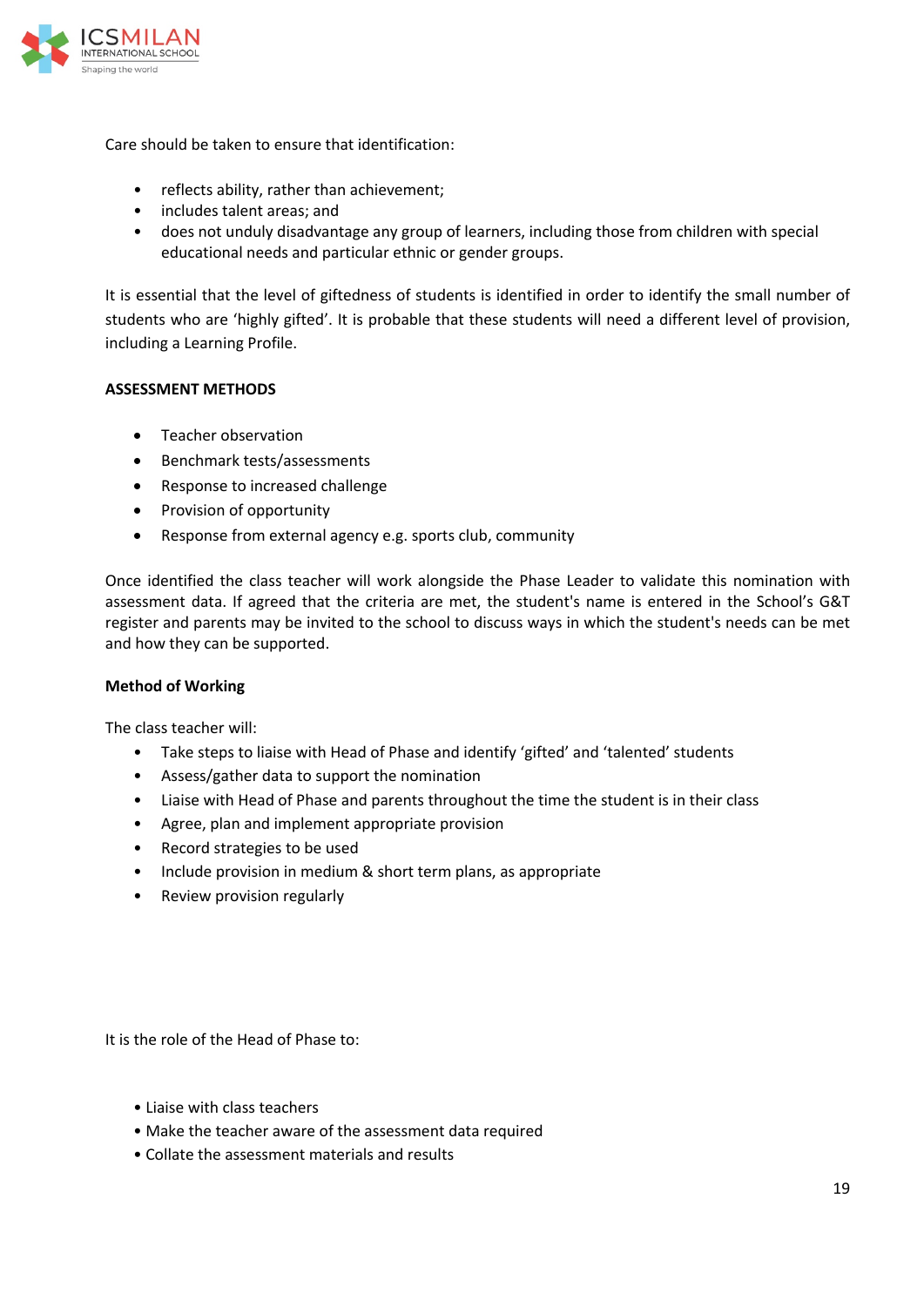Care should be taken to ensure that identification:

- reflects ability, rather than achievement;
- includes talent areas; and
- does not unduly disadvantage any group of learners, including those from children with special educational needs and particular ethnic or gender groups.

It is essential that the level of giftedness of students is identified in order to identify the small number of students who are 'highly gifted'. It is probable that these students will need a different level of provision, including a Learning Profile.

**ASSESSMENT METHODS**

- Teacher observation
- Benchmark tests/assessments
- Response to increased challenge
- Provision of opportunity
- Response from external agency e.g. sports club, community

Once identified the class teacher will work alongside the Phase Leader to validate this nomination with assessment data. If agreed that the criteria are met, the student's name is entered in the School's G&T register and parents may be invited to the school to discuss ways in which the student's needs can be met and how they can be supported.

**Method of Working**

The class teacher will:

- Take steps to liaise with Head of Phase and identify 'gifted' and 'talented' students
- Assess/gather data to support the nomination
- Liaise with Head of Phase and parents throughout the time the student is in their class
- Agree, plan and implement appropriate provision
- Record strategies to be used
- Include provision in medium & short term plans, as appropriate
- Review provision regularly

It is the role of the Head of Phase to:

- Liaise with class teachers
- Make the teacher aware of the assessment data required
- Collate the assessment materials and results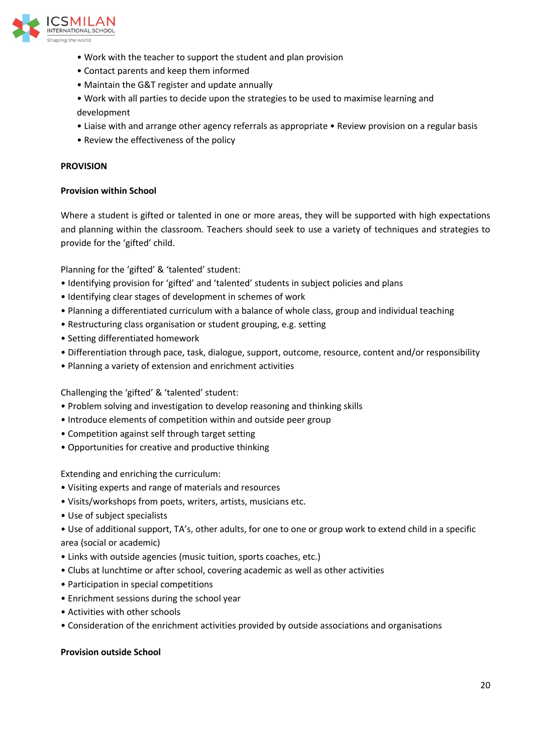- Work with the teacher to support the student and plan provision
- Contact parents and keep them informed
- Maintain the G&T register and update annually
- Work with all parties to decide upon the strategies to be used to maximise learning and development
- Liaise with and arrange other agency referrals as appropriate • Review provision on a regular basis
- Review the effectiveness of the policy

**PROVISION**

**Provision within School**

Where a student is gifted or talented in one or more areas, they will be supported with high expectations and planning within the classroom. Teachers should seek to use a variety of techniques and strategies to provide for the 'gifted' child.

Planning for the 'gifted' & 'talented' student:

- Identifying provision for 'gifted' and 'talented' students in subject policies and plans
- Identifying clear stages of development in schemes of work
- Planning a differentiated curriculum with a balance of whole class, group and individual teaching
- Restructuring class organisation or student grouping, e.g. setting
- Setting differentiated homework
- Differentiation through pace, task, dialogue, support, outcome, resource, content and/or responsibility
- Planning a variety of extension and enrichment activities

Challenging the 'gifted' & 'talented' student:

- Problem solving and investigation to develop reasoning and thinking skills
- Introduce elements of competition within and outside peer group
- Competition against self through target setting
- Opportunities for creative and productive thinking

Extending and enriching the curriculum:

- Visiting experts and range of materials and resources
- Visits/workshops from poets, writers, artists, musicians etc.
- Use of subject specialists
- Use of additional support, TA's, other adults, for one to one or group work to extend child in a specific area (social or academic)
- Links with outside agencies (music tuition, sports coaches, etc.)
- Clubs at lunchtime or after school, covering academic as well as other activities
- Participation in special competitions
- Enrichment sessions during the school year
- Activities with other schools
- Consideration of the enrichment activities provided by outside associations and organisations

**Provision outside School**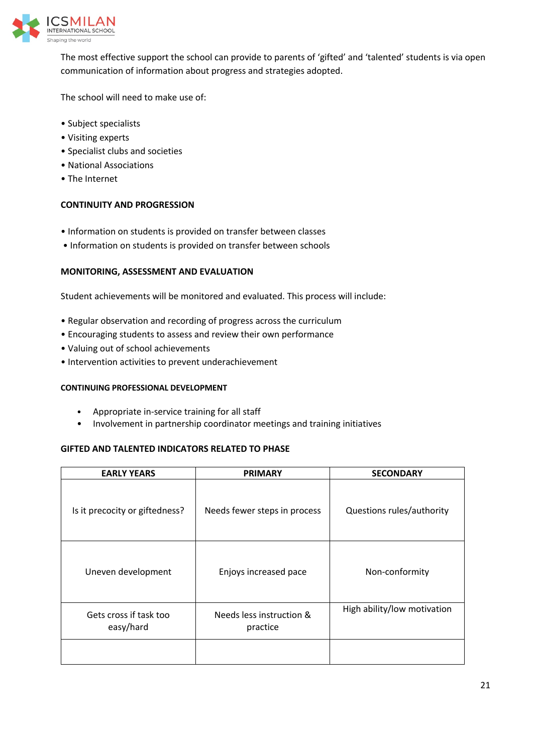The most effective support the school can provide to parents of 'gifted' and 'talented' students is via open communication of information about progress and strategies adopted.

The school will need to make use of:

- Subject specialists
- Visiting experts
- Specialist clubs and societies
- National Associations
- The Internet

**CONTINUITY AND PROGRESSION**

- Information on students is provided on transfer between classes
- Information on students is provided on transfer between schools

**MONITORING, ASSESSMENT AND EVALUATION**

Student achievements will be monitored and evaluated. This process will include:

- Regular observation and recording of progress across the curriculum
- Encouraging students to assess and review their own performance
- Valuing out of school achievements
- Intervention activities to prevent underachievement

**CONTINUING PROFESSIONAL DEVELOPMENT**

- Appropriate in-service training for all staff
- Involvement in partnership coordinator meetings and training initiatives

**GIFTED AND TALENTED INDICATORS RELATED TO PHASE**

| EARLY YEARS | PRIMARY | SECONDARY |
|---|---|---|
| Is it precocity or giftedness? | Needs fewer steps in process | Questions rules/authority |
| Uneven development | Enjoys increased pace | Non-conformity |
| Gets cross if task too easy/hard | Needs less instruction & practice | High ability/low motivation |
| | | |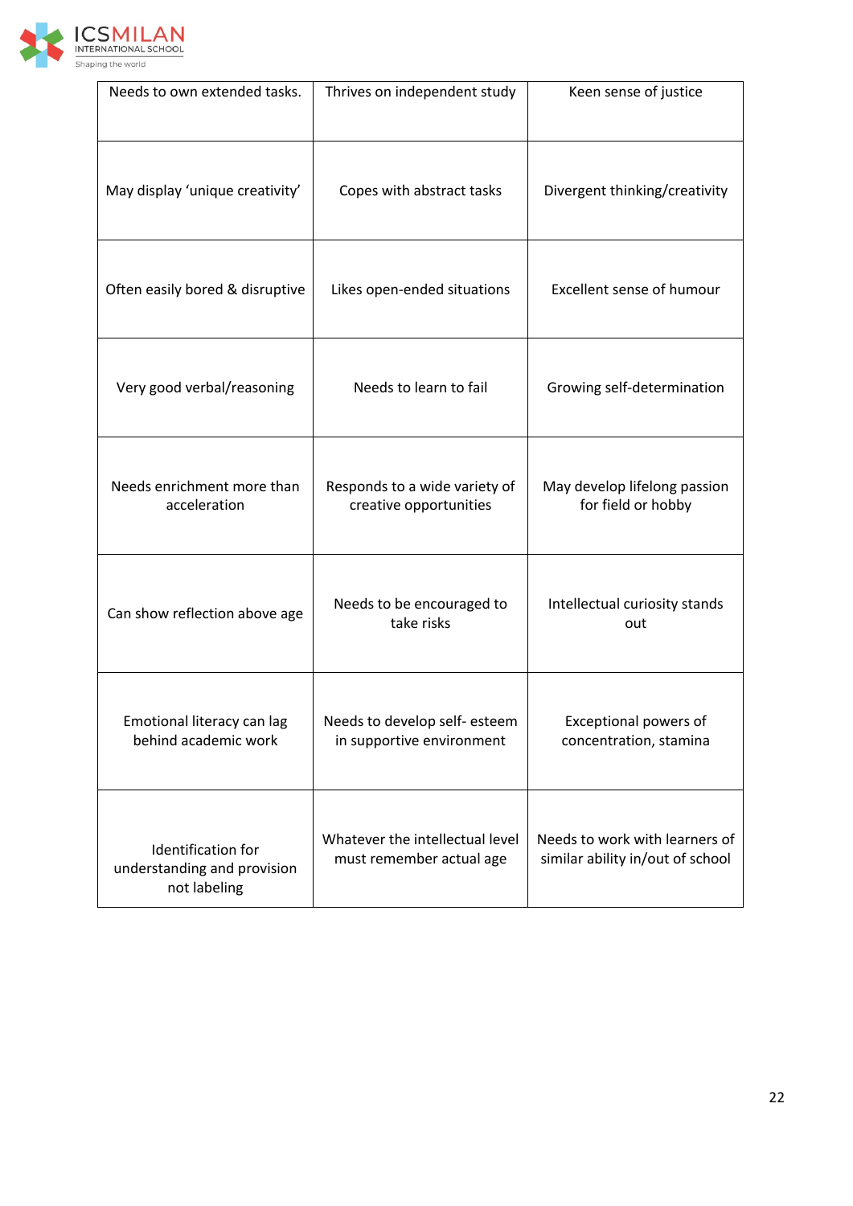| | | |
|---|---|---|
| Needs to own extended tasks. | Thrives on independent study | Keen sense of justice |
| May display 'unique creativity' | Copes with abstract tasks | Divergent thinking/creativity |
| Often easily bored & disruptive | Likes open-ended situations | Excellent sense of humour |
| Very good verbal/reasoning | Needs to learn to fail | Growing self-determination |
| Needs enrichment more than acceleration | Responds to a wide variety of creative opportunities | May develop lifelong passion for field or hobby |
| Can show reflection above age | Needs to be encouraged to take risks | Intellectual curiosity stands out |
| Emotional literacy can lag behind academic work | Needs to develop self- esteem in supportive environment | Exceptional powers of concentration, stamina |
| Identification for understanding and provision not labeling | Whatever the intellectual level must remember actual age | Needs to work with learners of similar ability in/out of school |